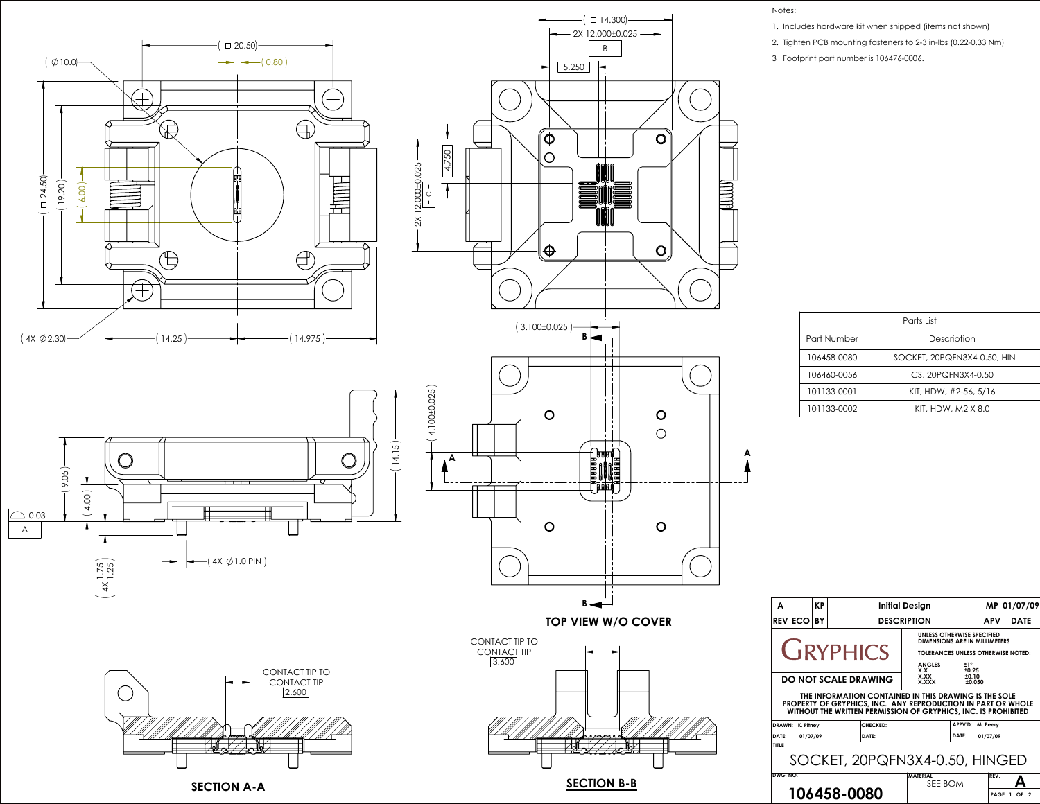Notes:

1. Includes hardware kit when shipped (items not shown)
2. Tighten PCB mounting fasteners to 2-3 in-lbs (0.22-0.33 Nm)
3. Footprint part number is 106476-0006.

| Parts List | |
|---|---|
| Part Number | Description |
| 106458-0080 | SOCKET, 20PQFN3X4-0.50, HIN |
| 106460-0056 | CS, 20PQFN3X4-0.50 |
| 101133-0001 | KIT, HDW, #2-56, 5/16 |
| 101133-0002 | KIT, HDW, M2 X 8.0 |

TOP VIEW W/O COVER

SECTION A-A

SECTION B-B

CONTACT TIP TO CONTACT TIP 2.600

CONTACT TIP TO CONTACT TIP 3.600

| REV | ECO | BY | DESCRIPTION | APV | DATE |
|---|---|---|---|---|---|
| A | | KP | Initial Design | MP | 01/07/09 |

GRYPHICS

DO NOT SCALE DRAWING

UNLESS OTHERWISE SPECIFIED DIMENSIONS ARE IN MILLIMETERS

TOLERANCES UNLESS OTHERWISE NOTED:

| | |
|---|---|
| ANGLES | ±1° |
| X.X | ±0.25 |
| X.XX | ±0.10 |
| X.XXX | ±0.050 |

THE INFORMATION CONTAINED IN THIS DRAWING IS THE SOLE PROPERTY OF GRYPHICS, INC. ANY REPRODUCTION IN PART OR WHOLE WITHOUT THE WRITTEN PERMISSION OF GRYPHICS, INC. IS PROHIBITED

| DRAWN: K. Pitney | CHECKED: | APPV'D: M. Peery |
|---|---|---|
| DATE: 01/07/09 | DATE: | DATE: 01/07/09 |

TITLE: SOCKET, 20PQFN3X4-0.50, HINGED

DWG. NO.: 106458-0080

MATERIAL: SEE BOM

REV.: A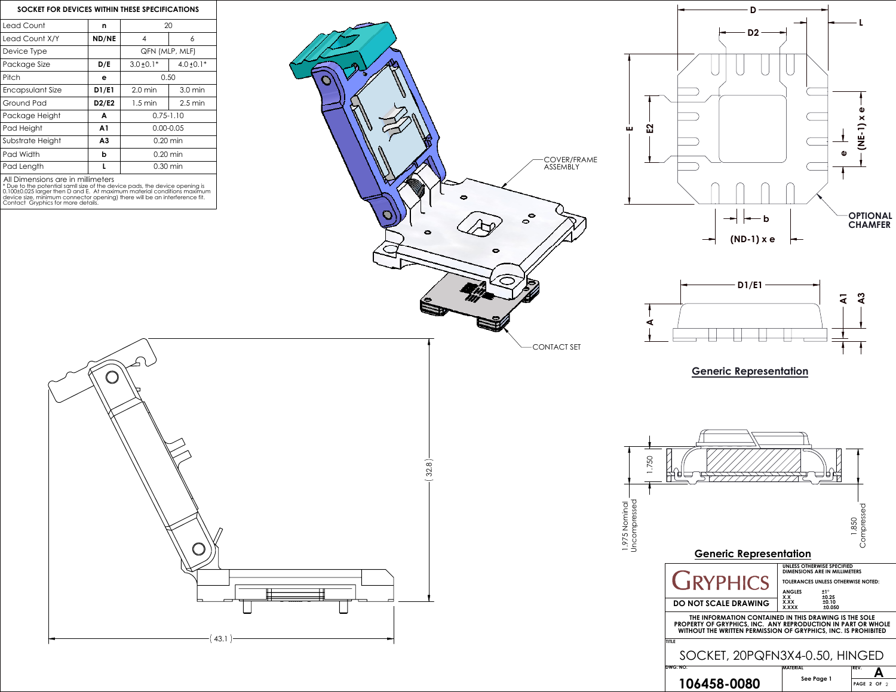| SOCKET FOR DEVICES WITHIN THESE SPECIFICATIONS | | | |
|---|---|---|---|
| Lead Count | n | 20 | |
| Lead Count X/Y | ND/NE | 4 | 6 |
| Device Type | | QFN (MLP, MLF) | |
| Package Size | D/E | 3.0±0.1* | 4.0±0.1* |
| Pitch | e | 0.50 | |
| Encapsulant Size | D1/E1 | 2.0 min | 3.0 min |
| Ground Pad | D2/E2 | 1.5 min | 2.5 min |
| Package Height | A | 0.75-1.10 | |
| Pad Height | A1 | 0.00-0.05 | |
| Substrate Height | A3 | 0.20 min | |
| Pad Width | b | 0.20 min | |
| Pad Length | L | 0.30 min | |

All Dimensions are in millimeters
* Due to the potential samll size of the device pads, the device opening is 0.100±0.025 larger then D and E. At maximum material conditions maximum device size, minimum connector opening) there will be an interference fit. Contact Gryphics for more details.

COVER/FRAME ASSEMBLY

CONTACT SET

32.8

43.1

D
D2
L
E
E2
e
(NE-1) x e
b
(ND-1) x e
OPTIONAL CHAMFER

D1/E1
A
A1
A3

Generic Representation

1.750
1.975 Nominal Uncompressed
1.850 Compressed

Generic Representation

| GRYPHICS | UNLESS OTHERWISE SPECIFIED DIMENSIONS ARE IN MILLIMETERS TOLERANCES UNLESS OTHERWISE NOTED: ANGLES ±1°, X.X ±0.25, X.XX ±0.10, X.XXX ±0.050 | |
|---|---|---|
| DO NOT SCALE DRAWING | | |
| THE INFORMATION CONTAINED IN THIS DRAWING IS THE SOLE PROPERTY OF GRYPHICS, INC. ANY REPRODUCTION IN PART OR WHOLE WITHOUT THE WRITTEN PERMISSION OF GRYPHICS, INC. IS PROHIBITED | | |
| TITLE: SOCKET, 20PQFN3X4-0.50, HINGED | | |
| DWG. NO.: 106458-0080 | MATERIAL: See Page 1 | REV.: A |